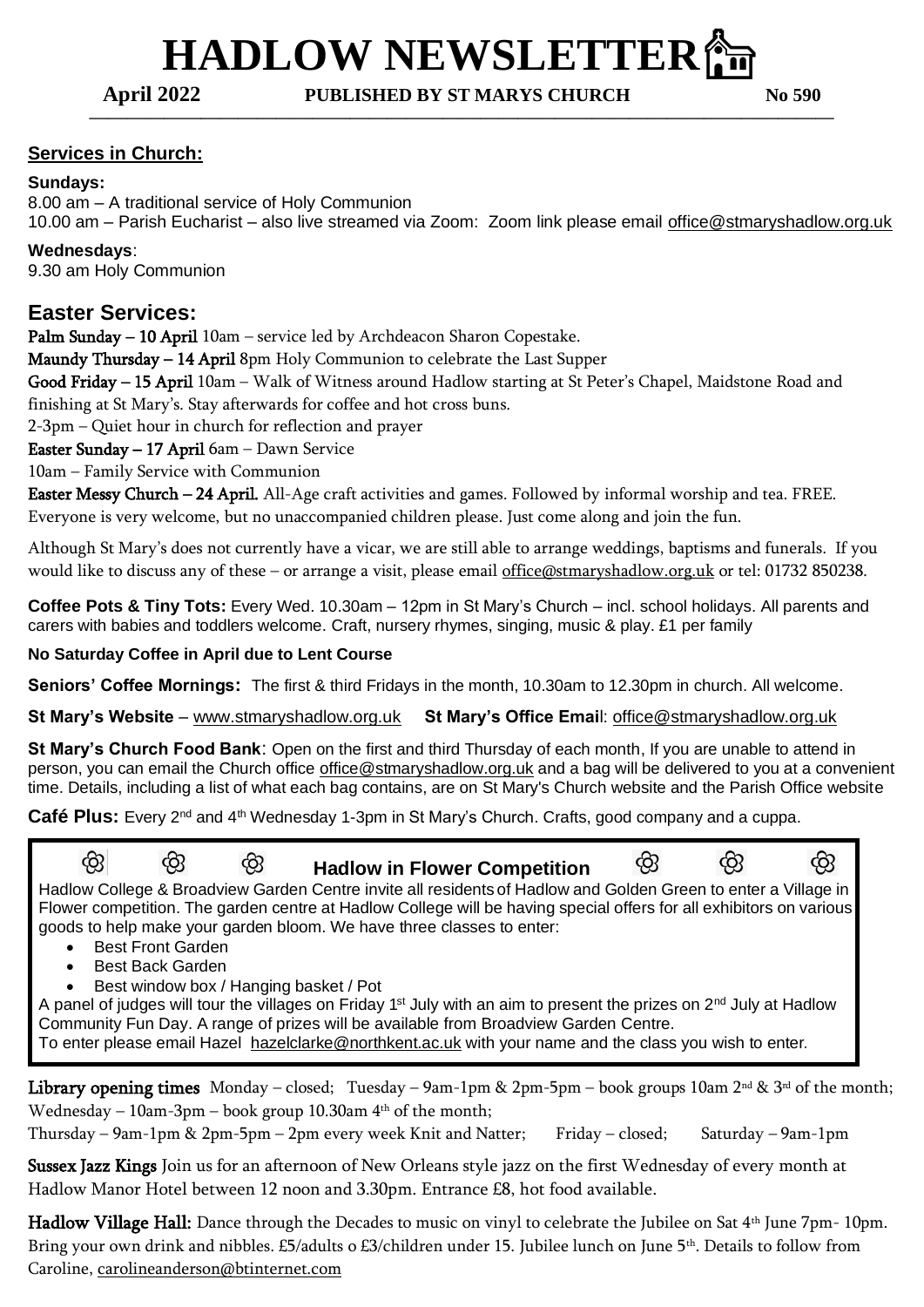# HADLOW NEWSLETTER

**April 2022 PUBLISHED BY ST MARYS CHURCH No 590**

## Services in Church:

**Sundays:**

8.00 am – A traditional service of Holy Communion

10.00 am – Parish Eucharist – also live streamed via Zoom: Zoom link please email office@stmaryshadlow.org.uk

**Wednesdays**:

9.30 am Holy Communion

## Easter Services:

**Palm Sunday – 10 April** 10am – service led by Archdeacon Sharon Copestake.

**Maundy Thursday – 14 April** 8pm Holy Communion to celebrate the Last Supper

**Good Friday – 15 April** 10am – Walk of Witness around Hadlow starting at St Peter's Chapel, Maidstone Road and finishing at St Mary's. Stay afterwards for coffee and hot cross buns.

2-3pm – Quiet hour in church for reflection and prayer

**Easter Sunday – 17 April** 6am – Dawn Service

10am – Family Service with Communion

**Easter Messy Church – 24 April.** All-Age craft activities and games. Followed by informal worship and tea. FREE. Everyone is very welcome, but no unaccompanied children please. Just come along and join the fun.

Although St Mary's does not currently have a vicar, we are still able to arrange weddings, baptisms and funerals. If you would like to discuss any of these – or arrange a visit, please email office@stmaryshadlow.org.uk or tel: 01732 850238.

**Coffee Pots & Tiny Tots:** Every Wed. 10.30am – 12pm in St Mary's Church – incl. school holidays. All parents and carers with babies and toddlers welcome. Craft, nursery rhymes, singing, music & play. £1 per family

**No Saturday Coffee in April due to Lent Course**

**Seniors' Coffee Mornings:** The first & third Fridays in the month, 10.30am to 12.30pm in church. All welcome.

**St Mary's Website** – www.stmaryshadlow.org.uk **St Mary's Office Email**: office@stmaryshadlow.org.uk

**St Mary's Church Food Bank**: Open on the first and third Thursday of each month, If you are unable to attend in person, you can email the Church office office@stmaryshadlow.org.uk and a bag will be delivered to you at a convenient time. Details, including a list of what each bag contains, are on St Mary's Church website and the Parish Office website

**Café Plus:** Every 2nd and 4th Wednesday 1-3pm in St Mary's Church. Crafts, good company and a cuppa.

### Hadlow in Flower Competition

Hadlow College & Broadview Garden Centre invite all residents of Hadlow and Golden Green to enter a Village in Flower competition. The garden centre at Hadlow College will be having special offers for all exhibitors on various goods to help make your garden bloom. We have three classes to enter:

- Best Front Garden
- Best Back Garden
- Best window box / Hanging basket / Pot

A panel of judges will tour the villages on Friday 1st July with an aim to present the prizes on 2nd July at Hadlow Community Fun Day. A range of prizes will be available from Broadview Garden Centre.

To enter please email Hazel hazelclarke@northkent.ac.uk with your name and the class you wish to enter.

**Library opening times** Monday – closed; Tuesday – 9am-1pm & 2pm-5pm – book groups 10am 2nd & 3rd of the month; Wednesday – 10am-3pm – book group 10.30am 4th of the month;

Thursday – 9am-1pm & 2pm-5pm – 2pm every week Knit and Natter; Friday – closed; Saturday – 9am-1pm

**Sussex Jazz Kings** Join us for an afternoon of New Orleans style jazz on the first Wednesday of every month at Hadlow Manor Hotel between 12 noon and 3.30pm. Entrance £8, hot food available.

**Hadlow Village Hall:** Dance through the Decades to music on vinyl to celebrate the Jubilee on Sat 4th June 7pm- 10pm. Bring your own drink and nibbles. £5/adults o £3/children under 15. Jubilee lunch on June 5th. Details to follow from Caroline, carolineanderson@btinternet.com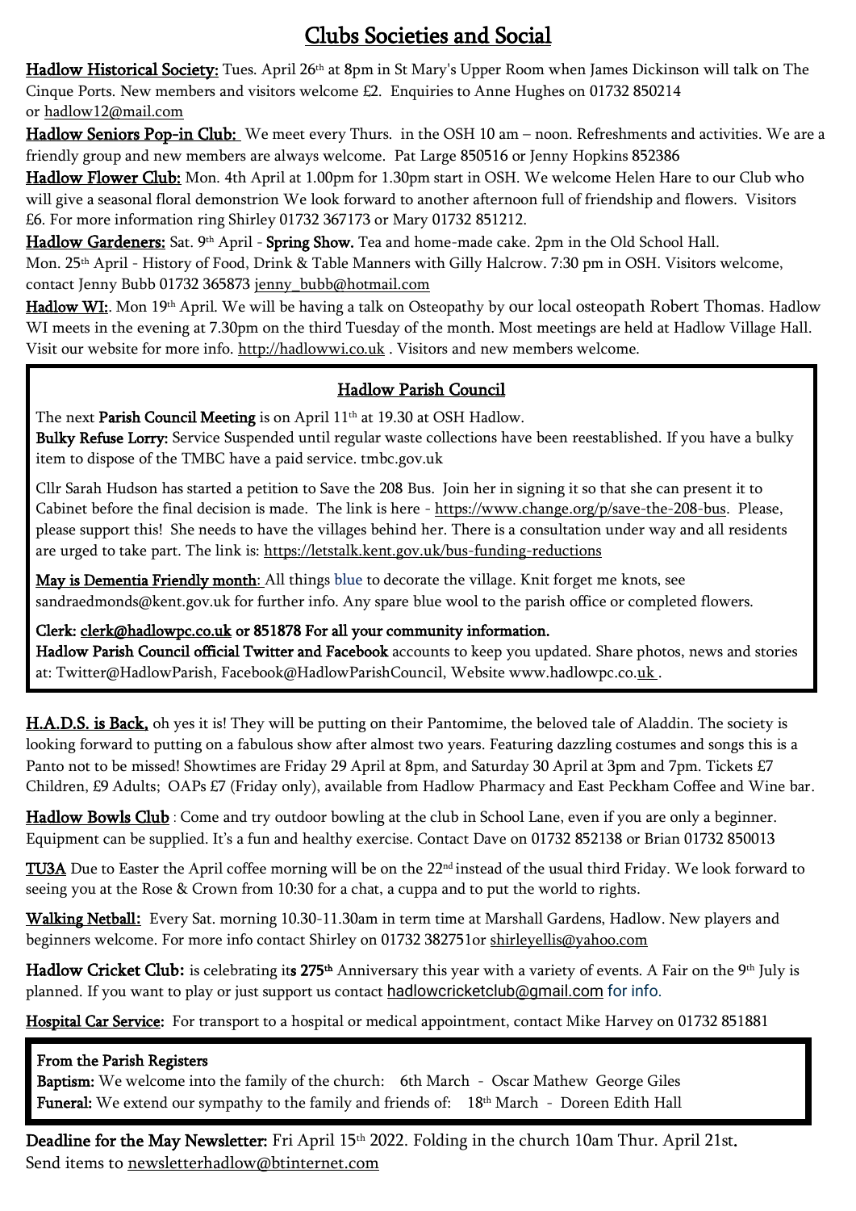# Clubs Societies and Social

**Hadlow Historical Society:** Tues. April 26th at 8pm in St Mary's Upper Room when James Dickinson will talk on The Cinque Ports. New members and visitors welcome £2. Enquiries to Anne Hughes on 01732 850214 or hadlow12@mail.com

**Hadlow Seniors Pop-in Club:** We meet every Thurs. in the OSH 10 am – noon. Refreshments and activities. We are a friendly group and new members are always welcome. Pat Large 850516 or Jenny Hopkins 852386

**Hadlow Flower Club:** Mon. 4th April at 1.00pm for 1.30pm start in OSH. We welcome Helen Hare to our Club who will give a seasonal floral demonstrion We look forward to another afternoon full of friendship and flowers. Visitors £6. For more information ring Shirley 01732 367173 or Mary 01732 851212.

**Hadlow Gardeners:** Sat. 9th April - **Spring Show.** Tea and home-made cake. 2pm in the Old School Hall.
Mon. 25th April - History of Food, Drink & Table Manners with Gilly Halcrow. 7:30 pm in OSH. Visitors welcome, contact Jenny Bubb 01732 365873 jenny_bubb@hotmail.com

**Hadlow WI:**. Mon 19th April. We will be having a talk on Osteopathy by our local osteopath Robert Thomas. Hadlow WI meets in the evening at 7.30pm on the third Tuesday of the month. Most meetings are held at Hadlow Village Hall. Visit our website for more info. http://hadlowwi.co.uk . Visitors and new members welcome.

## Hadlow Parish Council

The next **Parish Council Meeting** is on April 11th at 19.30 at OSH Hadlow.
**Bulky Refuse Lorry:** Service Suspended until regular waste collections have been reestablished. If you have a bulky item to dispose of the TMBC have a paid service. tmbc.gov.uk

Cllr Sarah Hudson has started a petition to Save the 208 Bus. Join her in signing it so that she can present it to Cabinet before the final decision is made. The link is here - https://www.change.org/p/save-the-208-bus. Please, please support this! She needs to have the villages behind her. There is a consultation under way and all residents are urged to take part. The link is: https://letstalk.kent.gov.uk/bus-funding-reductions

**May is Dementia Friendly month:** All things blue to decorate the village. Knit forget me knots, see sandraedmonds@kent.gov.uk for further info. Any spare blue wool to the parish office or completed flowers.

**Clerk: clerk@hadlowpc.co.uk or 851878 For all your community information.**
**Hadlow Parish Council official Twitter and Facebook** accounts to keep you updated. Share photos, news and stories at: Twitter@HadlowParish, Facebook@HadlowParishCouncil, Website www.hadlowpc.co.uk .

**H.A.D.S. is Back,** oh yes it is! They will be putting on their Pantomime, the beloved tale of Aladdin. The society is looking forward to putting on a fabulous show after almost two years. Featuring dazzling costumes and songs this is a Panto not to be missed! Showtimes are Friday 29 April at 8pm, and Saturday 30 April at 3pm and 7pm. Tickets £7 Children, £9 Adults; OAPs £7 (Friday only), available from Hadlow Pharmacy and East Peckham Coffee and Wine bar.

**Hadlow Bowls Club** : Come and try outdoor bowling at the club in School Lane, even if you are only a beginner. Equipment can be supplied. It's a fun and healthy exercise. Contact Dave on 01732 852138 or Brian 01732 850013

**TU3A** Due to Easter the April coffee morning will be on the 22nd instead of the usual third Friday. We look forward to seeing you at the Rose & Crown from 10:30 for a chat, a cuppa and to put the world to rights.

**Walking Netball:** Every Sat. morning 10.30-11.30am in term time at Marshall Gardens, Hadlow. New players and beginners welcome. For more info contact Shirley on 01732 382751or shirleyellis@yahoo.com

**Hadlow Cricket Club:** is celebrating its **275th** Anniversary this year with a variety of events. A Fair on the 9th July is planned. If you want to play or just support us contact hadlowcricketclub@gmail.com for info.

**Hospital Car Service:** For transport to a hospital or medical appointment, contact Mike Harvey on 01732 851881

**From the Parish Registers**
**Baptism:** We welcome into the family of the church: 6th March - Oscar Mathew George Giles
**Funeral:** We extend our sympathy to the family and friends of: 18th March - Doreen Edith Hall

**Deadline for the May Newsletter:** Fri April 15th 2022. Folding in the church 10am Thur. April 21st.
Send items to newsletterhadlow@btinternet.com